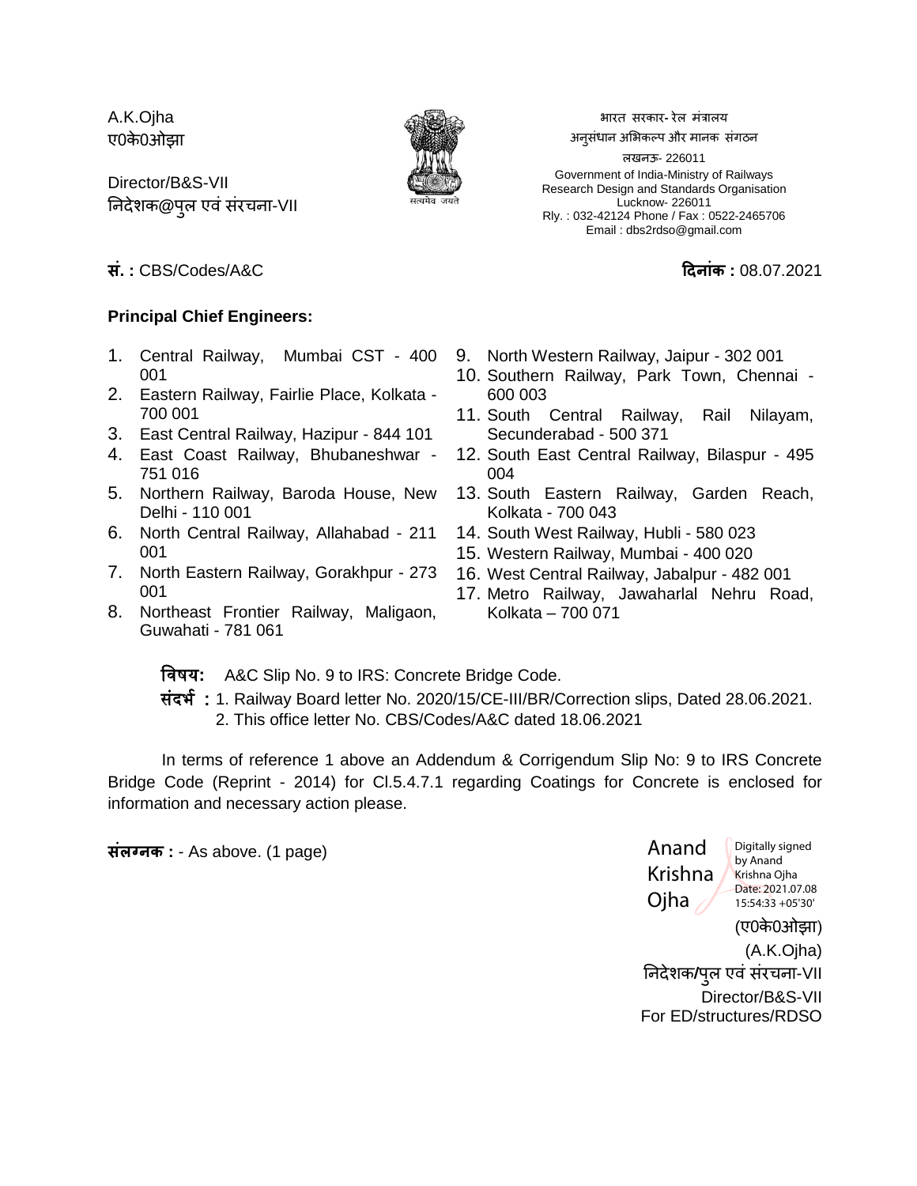A.K.Ojha
ए0के0ओझा

Director/B&S-VII
निदेशक@पुल एवं संरचना-VII

भारत सरकार- रेल मंत्रालय
अनुसंधान अभिकल्प और मानक संगठन
लखनऊ- 226011
Government of India-Ministry of Railways
Research Design and Standards Organisation
Lucknow- 226011
Rly. : 032-42124 Phone / Fax : 0522-2465706
Email : dbs2rdso@gmail.com

**सं. :** CBS/Codes/A&C

**दिनांक :** 08.07.2021

**Principal Chief Engineers:**

1. Central Railway, Mumbai CST - 400 001
2. Eastern Railway, Fairlie Place, Kolkata - 700 001
3. East Central Railway, Hazipur - 844 101
4. East Coast Railway, Bhubaneshwar - 751 016
5. Northern Railway, Baroda House, New Delhi - 110 001
6. North Central Railway, Allahabad - 211 001
7. North Eastern Railway, Gorakhpur - 273 001
8. Northeast Frontier Railway, Maligaon, Guwahati - 781 061
9. North Western Railway, Jaipur - 302 001
10. Southern Railway, Park Town, Chennai - 600 003
11. South Central Railway, Rail Nilayam, Secunderabad - 500 371
12. South East Central Railway, Bilaspur - 495 004
13. South Eastern Railway, Garden Reach, Kolkata - 700 043
14. South West Railway, Hubli - 580 023
15. Western Railway, Mumbai - 400 020
16. West Central Railway, Jabalpur - 482 001
17. Metro Railway, Jawaharlal Nehru Road, Kolkata – 700 071

**विषय:** A&C Slip No. 9 to IRS: Concrete Bridge Code.

**संदर्भ :** 1. Railway Board letter No. 2020/15/CE-III/BR/Correction slips, Dated 28.06.2021.
2. This office letter No. CBS/Codes/A&C dated 18.06.2021

In terms of reference 1 above an Addendum & Corrigendum Slip No: 9 to IRS Concrete Bridge Code (Reprint - 2014) for Cl.5.4.7.1 regarding Coatings for Concrete is enclosed for information and necessary action please.

**संलग्नक :** - As above. (1 page)

Anand Krishna Ojha
Digitally signed by Anand Krishna Ojha
Date: 2021.07.08 15:54:33 +05'30'

(ए0के0ओझा)
(A.K.Ojha)
निदेशक/पुल एवं संरचना-VII
Director/B&S-VII
For ED/structures/RDSO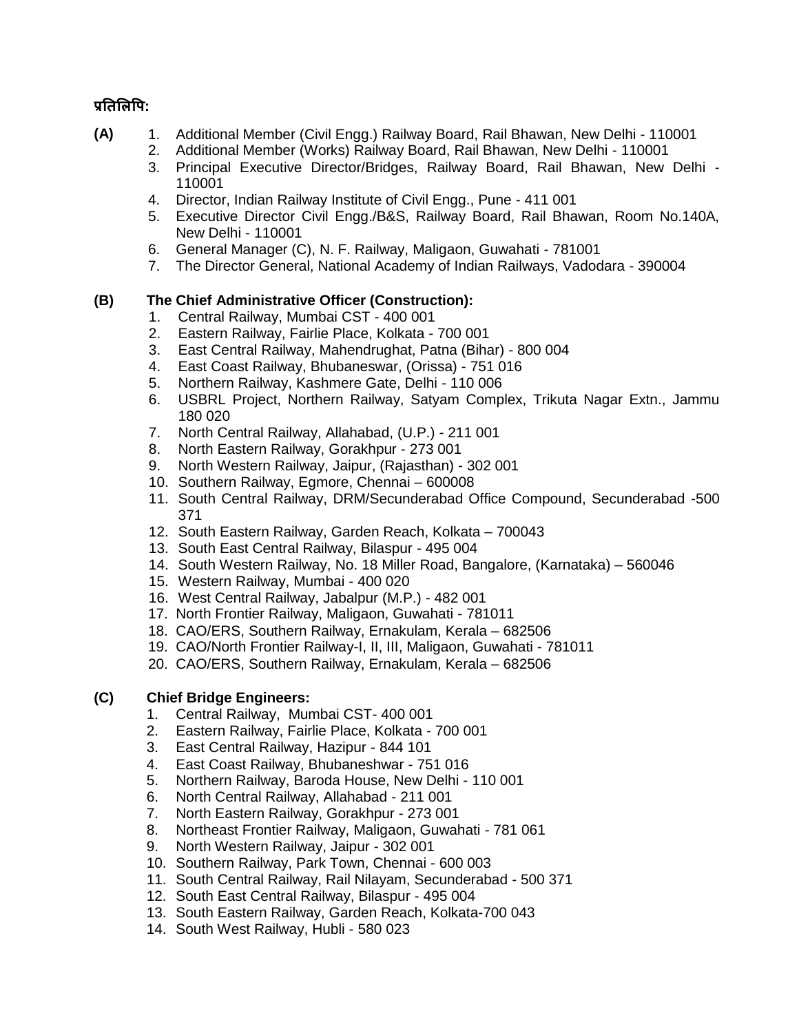**प्रतिलिपि:**

**(A)**

1. Additional Member (Civil Engg.) Railway Board, Rail Bhawan, New Delhi - 110001
2. Additional Member (Works) Railway Board, Rail Bhawan, New Delhi - 110001
3. Principal Executive Director/Bridges, Railway Board, Rail Bhawan, New Delhi - 110001
4. Director, Indian Railway Institute of Civil Engg., Pune - 411 001
5. Executive Director Civil Engg./B&S, Railway Board, Rail Bhawan, Room No.140A, New Delhi - 110001
6. General Manager (C), N. F. Railway, Maligaon, Guwahati - 781001
7. The Director General, National Academy of Indian Railways, Vadodara - 390004

**(B) The Chief Administrative Officer (Construction):**

1. Central Railway, Mumbai CST - 400 001
2. Eastern Railway, Fairlie Place, Kolkata - 700 001
3. East Central Railway, Mahendrughat, Patna (Bihar) - 800 004
4. East Coast Railway, Bhubaneswar, (Orissa) - 751 016
5. Northern Railway, Kashmere Gate, Delhi - 110 006
6. USBRL Project, Northern Railway, Satyam Complex, Trikuta Nagar Extn., Jammu 180 020
7. North Central Railway, Allahabad, (U.P.) - 211 001
8. North Eastern Railway, Gorakhpur - 273 001
9. North Western Railway, Jaipur, (Rajasthan) - 302 001
10. Southern Railway, Egmore, Chennai – 600008
11. South Central Railway, DRM/Secunderabad Office Compound, Secunderabad -500 371
12. South Eastern Railway, Garden Reach, Kolkata – 700043
13. South East Central Railway, Bilaspur - 495 004
14. South Western Railway, No. 18 Miller Road, Bangalore, (Karnataka) – 560046
15. Western Railway, Mumbai - 400 020
16. West Central Railway, Jabalpur (M.P.) - 482 001
17. North Frontier Railway, Maligaon, Guwahati - 781011
18. CAO/ERS, Southern Railway, Ernakulam, Kerala – 682506
19. CAO/North Frontier Railway-I, II, III, Maligaon, Guwahati - 781011
20. CAO/ERS, Southern Railway, Ernakulam, Kerala – 682506

**(C) Chief Bridge Engineers:**

1. Central Railway, Mumbai CST- 400 001
2. Eastern Railway, Fairlie Place, Kolkata - 700 001
3. East Central Railway, Hazipur - 844 101
4. East Coast Railway, Bhubaneshwar - 751 016
5. Northern Railway, Baroda House, New Delhi - 110 001
6. North Central Railway, Allahabad - 211 001
7. North Eastern Railway, Gorakhpur - 273 001
8. Northeast Frontier Railway, Maligaon, Guwahati - 781 061
9. North Western Railway, Jaipur - 302 001
10. Southern Railway, Park Town, Chennai - 600 003
11. South Central Railway, Rail Nilayam, Secunderabad - 500 371
12. South East Central Railway, Bilaspur - 495 004
13. South Eastern Railway, Garden Reach, Kolkata-700 043
14. South West Railway, Hubli - 580 023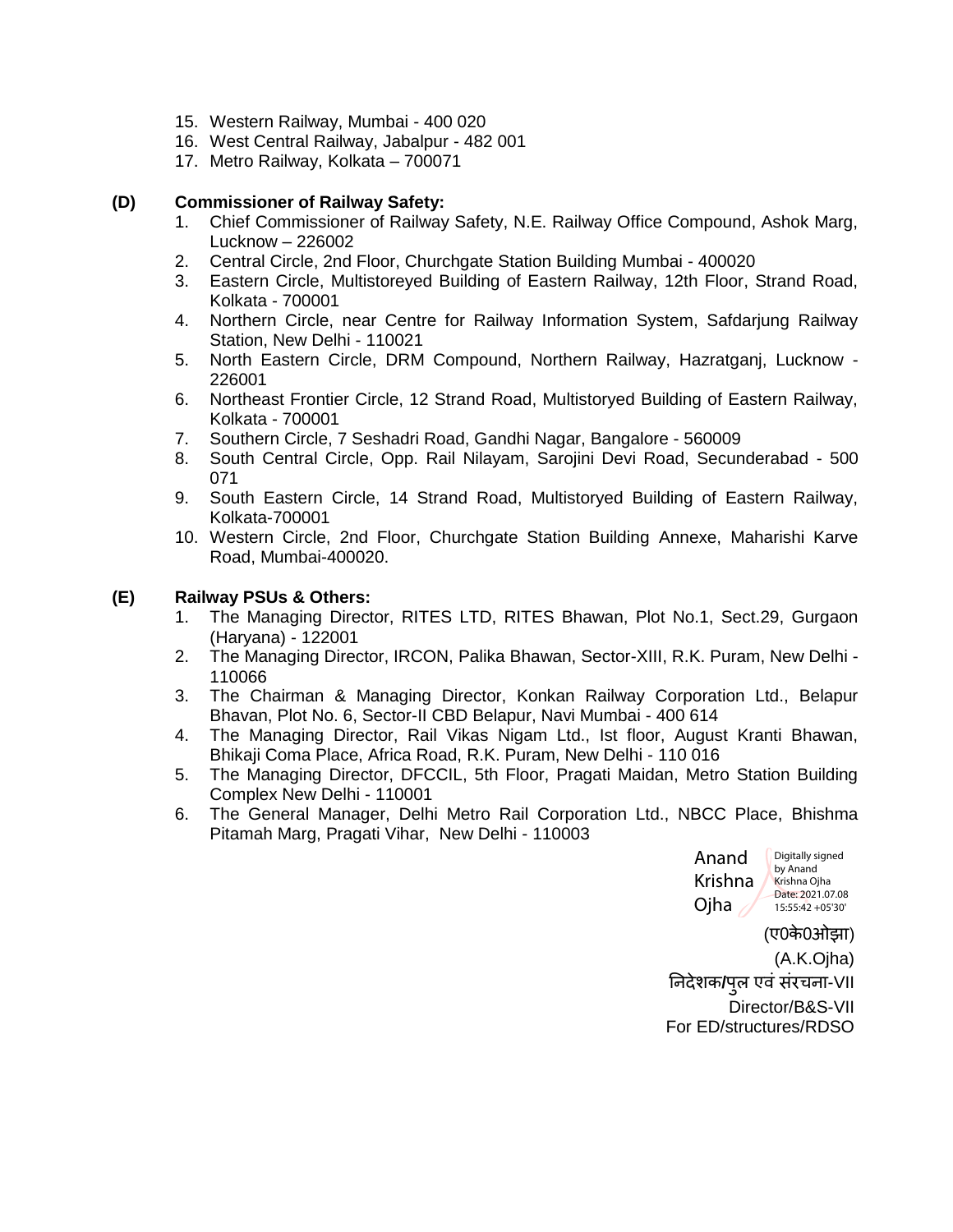15. Western Railway, Mumbai - 400 020
16. West Central Railway, Jabalpur - 482 001
17. Metro Railway, Kolkata – 700071

**(D) Commissioner of Railway Safety:**

1. Chief Commissioner of Railway Safety, N.E. Railway Office Compound, Ashok Marg, Lucknow – 226002
2. Central Circle, 2nd Floor, Churchgate Station Building Mumbai - 400020
3. Eastern Circle, Multistoreyed Building of Eastern Railway, 12th Floor, Strand Road, Kolkata - 700001
4. Northern Circle, near Centre for Railway Information System, Safdarjung Railway Station, New Delhi - 110021
5. North Eastern Circle, DRM Compound, Northern Railway, Hazratganj, Lucknow - 226001
6. Northeast Frontier Circle, 12 Strand Road, Multistoryed Building of Eastern Railway, Kolkata - 700001
7. Southern Circle, 7 Seshadri Road, Gandhi Nagar, Bangalore - 560009
8. South Central Circle, Opp. Rail Nilayam, Sarojini Devi Road, Secunderabad - 500 071
9. South Eastern Circle, 14 Strand Road, Multistoryed Building of Eastern Railway, Kolkata-700001
10. Western Circle, 2nd Floor, Churchgate Station Building Annexe, Maharishi Karve Road, Mumbai-400020.

**(E) Railway PSUs & Others:**

1. The Managing Director, RITES LTD, RITES Bhawan, Plot No.1, Sect.29, Gurgaon (Haryana) - 122001
2. The Managing Director, IRCON, Palika Bhawan, Sector-XIII, R.K. Puram, New Delhi - 110066
3. The Chairman & Managing Director, Konkan Railway Corporation Ltd., Belapur Bhavan, Plot No. 6, Sector-II CBD Belapur, Navi Mumbai - 400 614
4. The Managing Director, Rail Vikas Nigam Ltd., Ist floor, August Kranti Bhawan, Bhikaji Coma Place, Africa Road, R.K. Puram, New Delhi - 110 016
5. The Managing Director, DFCCIL, 5th Floor, Pragati Maidan, Metro Station Building Complex New Delhi - 110001
6. The General Manager, Delhi Metro Rail Corporation Ltd., NBCC Place, Bhishma Pitamah Marg, Pragati Vihar, New Delhi - 110003

Anand Krishna Ojha — Digitally signed by Anand Krishna Ojha Date: 2021.07.08 15:55:42 +05'30'

(ए0के0ओझा)
(A.K.Ojha)
निदेशक/पुल एवं संरचना-VII
Director/B&S-VII
For ED/structures/RDSO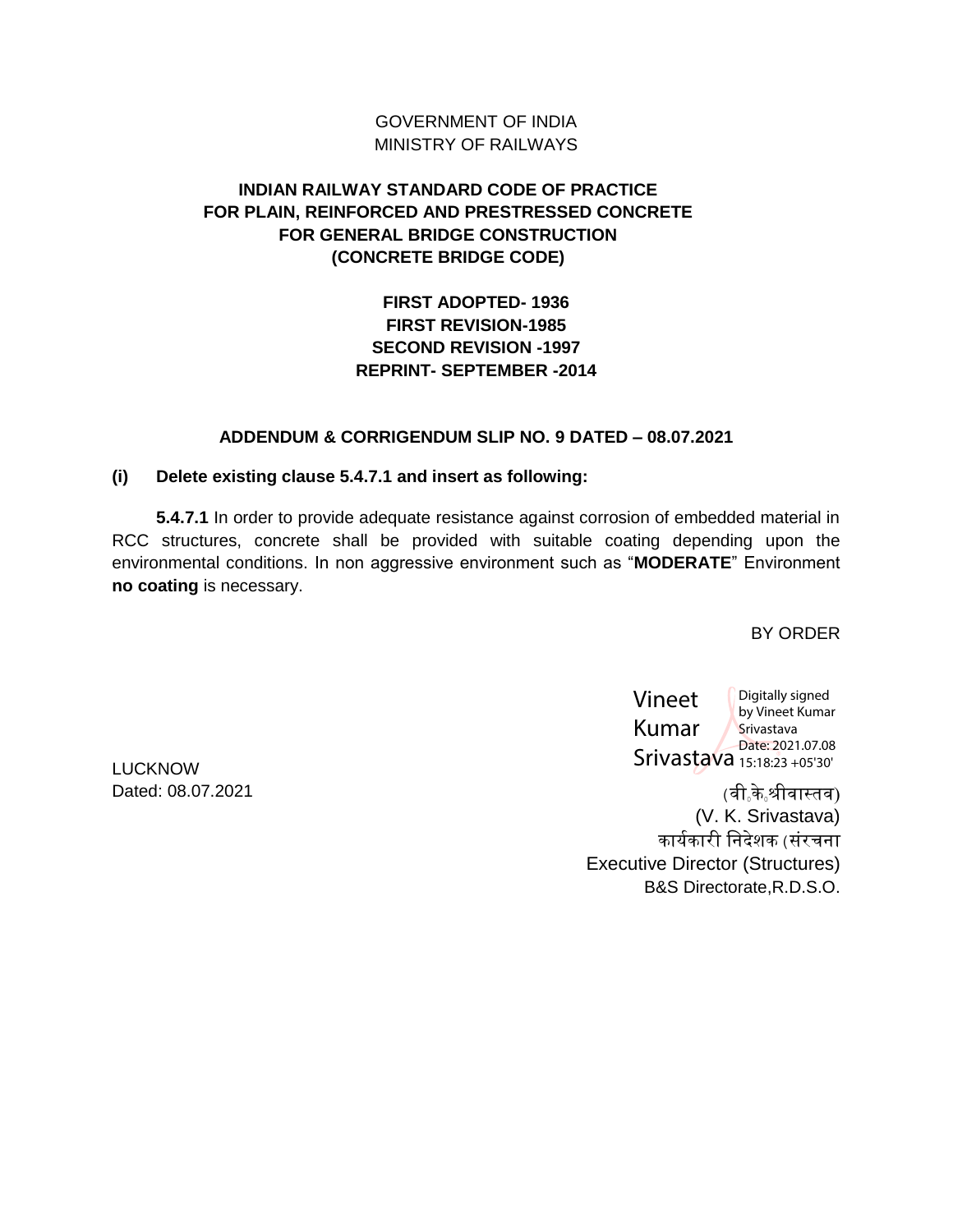GOVERNMENT OF INDIA
MINISTRY OF RAILWAYS

**INDIAN RAILWAY STANDARD CODE OF PRACTICE**
**FOR PLAIN, REINFORCED AND PRESTRESSED CONCRETE**
**FOR GENERAL BRIDGE CONSTRUCTION**
**(CONCRETE BRIDGE CODE)**

**FIRST ADOPTED- 1936**
**FIRST REVISION-1985**
**SECOND REVISION -1997**
**REPRINT- SEPTEMBER -2014**

**ADDENDUM & CORRIGENDUM SLIP NO. 9 DATED – 08.07.2021**

**(i) Delete existing clause 5.4.7.1 and insert as following:**

**5.4.7.1** In order to provide adequate resistance against corrosion of embedded material in RCC structures, concrete shall be provided with suitable coating depending upon the environmental conditions. In non aggressive environment such as "**MODERATE**" Environment **no coating** is necessary.

BY ORDER

Vineet Kumar Srivastava
Digitally signed by Vineet Kumar Srivastava
Date: 2021.07.08 15:18:23 +05'30'

LUCKNOW
Dated: 08.07.2021

(वी.के.श्रीवास्तव)
(V. K. Srivastava)
कार्यकारी निदेशक (संरचना
Executive Director (Structures)
B&S Directorate,R.D.S.O.